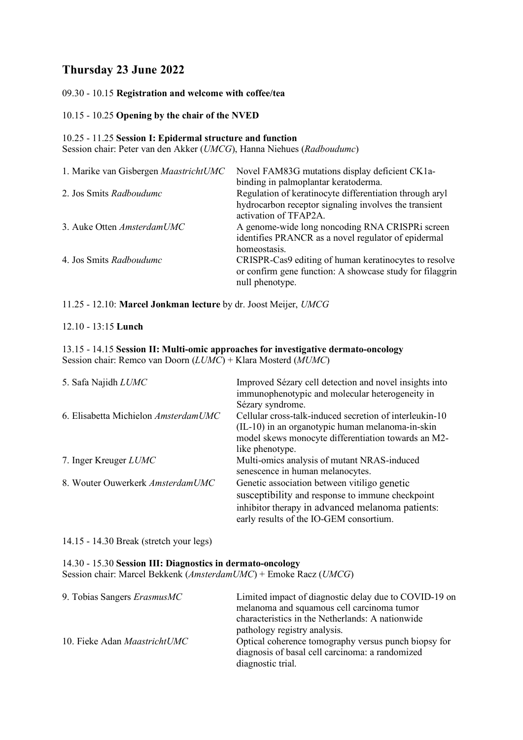# Thursday 23 June 2022

09.30 - 10.15 **Registration and welcome with coffee/tea**

10.15 - 10.25 **Opening by the chair of the NVED**

10.25 - 11.25 **Session I: Epidermal structure and function**
Session chair: Peter van den Akker (*UMCG*), Hanna Niehues (*Radboudumc*)

| | |
|---|---|
| 1. Marike van Gisbergen *MaastrichtUMC* | Novel FAM83G mutations display deficient CK1a-binding in palmoplantar keratoderma. |
| 2. Jos Smits *Radboudumc* | Regulation of keratinocyte differentiation through aryl hydrocarbon receptor signaling involves the transient activation of TFAP2A. |
| 3. Auke Otten *AmsterdamUMC* | A genome-wide long noncoding RNA CRISPRi screen identifies PRANCR as a novel regulator of epidermal homeostasis. |
| 4. Jos Smits *Radboudumc* | CRISPR-Cas9 editing of human keratinocytes to resolve or confirm gene function: A showcase study for filaggrin null phenotype. |

11.25 - 12.10: **Marcel Jonkman lecture** by dr. Joost Meijer, *UMCG*

12.10 - 13:15 **Lunch**

13.15 - 14.15 **Session II: Multi-omic approaches for investigative dermato-oncology**
Session chair: Remco van Doorn (*LUMC*) + Klara Mosterd (*MUMC*)

| | |
|---|---|
| 5. Safa Najidh *LUMC* | Improved Sézary cell detection and novel insights into immunophenotypic and molecular heterogeneity in Sézary syndrome. |
| 6. Elisabetta Michielon *AmsterdamUMC* | Cellular cross-talk-induced secretion of interleukin-10 (IL-10) in an organotypic human melanoma-in-skin model skews monocyte differentiation towards an M2-like phenotype. |
| 7. Inger Kreuger *LUMC* | Multi-omics analysis of mutant NRAS-induced senescence in human melanocytes. |
| 8. Wouter Ouwerkerk *AmsterdamUMC* | Genetic association between vitiligo genetic susceptibility and response to immune checkpoint inhibitor therapy in advanced melanoma patients: early results of the IO-GEM consortium. |

14.15 - 14.30 Break (stretch your legs)

14.30 - 15.30 **Session III: Diagnostics in dermato-oncology**
Session chair: Marcel Bekkenk (*AmsterdamUMC*) + Emoke Racz (*UMCG*)

| | |
|---|---|
| 9. Tobias Sangers *ErasmusMC* | Limited impact of diagnostic delay due to COVID-19 on melanoma and squamous cell carcinoma tumor characteristics in the Netherlands: A nationwide pathology registry analysis. |
| 10. Fieke Adan *MaastrichtUMC* | Optical coherence tomography versus punch biopsy for diagnosis of basal cell carcinoma: a randomized diagnostic trial. |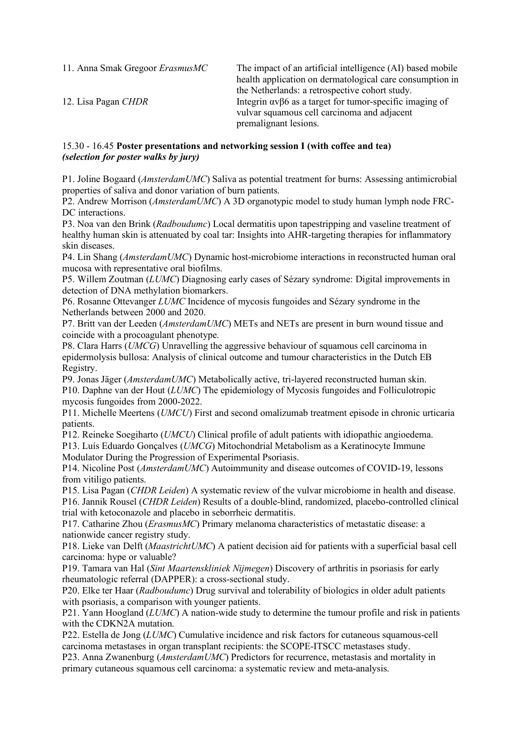11. Anna Smak Gregoor *ErasmusMC* — The impact of an artificial intelligence (AI) based mobile health application on dermatological care consumption in the Netherlands: a retrospective cohort study.

12. Lisa Pagan *CHDR* — Integrin αvβ6 as a target for tumor-specific imaging of vulvar squamous cell carcinoma and adjacent premalignant lesions.

15.30 - 16.45 **Poster presentations and networking session I (with coffee and tea)**
***(selection for poster walks by jury)***

P1. Joline Bogaard (*AmsterdamUMC*) Saliva as potential treatment for burns: Assessing antimicrobial properties of saliva and donor variation of burn patients.

P2. Andrew Morrison (*AmsterdamUMC*) A 3D organotypic model to study human lymph node FRC-DC interactions.

P3. Noa van den Brink (*Radboudumc*) Local dermatitis upon tapestripping and vaseline treatment of healthy human skin is attenuated by coal tar: Insights into AHR-targeting therapies for inflammatory skin diseases.

P4. Lin Shang (*AmsterdamUMC*) Dynamic host-microbiome interactions in reconstructed human oral mucosa with representative oral biofilms.

P5. Willem Zoutman (*LUMC*) Diagnosing early cases of Sézary syndrome: Digital improvements in detection of DNA methylation biomarkers.

P6. Rosanne Ottevanger *LUMC* Incidence of mycosis fungoides and Sézary syndrome in the Netherlands between 2000 and 2020.

P7. Britt van der Leeden (*AmsterdamUMC*) METs and NETs are present in burn wound tissue and coincide with a procoagulant phenotype.

P8. Clara Harrs (*UMCG*) Unravelling the aggressive behaviour of squamous cell carcinoma in epidermolysis bullosa: Analysis of clinical outcome and tumour characteristics in the Dutch EB Registry.

P9. Jonas Jäger (*AmsterdamUMC*) Metabolically active, tri-layered reconstructed human skin.

P10. Daphne van der Hout (*LUMC*) The epidemiology of Mycosis fungoides and Folliculotropic mycosis fungoides from 2000-2022.

P11. Michelle Meertens (*UMCU*) First and second omalizumab treatment episode in chronic urticaria patients.

P12. Reineke Soegiharto (*UMCU*) Clinical profile of adult patients with idiopathic angioedema.

P13. Luís Eduardo Gonçalves (*UMCG*) Mitochondrial Metabolism as a Keratinocyte Immune Modulator During the Progression of Experimental Psoriasis.

P14. Nicoline Post (*AmsterdamUMC*) Autoimmunity and disease outcomes of COVID-19, lessons from vitiligo patients.

P15. Lisa Pagan (*CHDR Leiden*) A systematic review of the vulvar microbiome in health and disease.

P16. Jannik Rousel (*CHDR Leiden*) Results of a double-blind, randomized, placebo-controlled clinical trial with ketoconazole and placebo in seborrheic dermatitis.

P17. Catharine Zhou (*ErasmusMC*) Primary melanoma characteristics of metastatic disease: a nationwide cancer registry study.

P18. Lieke van Delft (*MaastrichtUMC*) A patient decision aid for patients with a superficial basal cell carcinoma: hype or valuable?

P19. Tamara van Hal (*Sint Maartenskliniek Nijmegen*) Discovery of arthritis in psoriasis for early rheumatologic referral (DAPPER): a cross-sectional study.

P20. Elke ter Haar (*Radboudumc*) Drug survival and tolerability of biologics in older adult patients with psoriasis, a comparison with younger patients.

P21. Yann Hoogland (*LUMC*) A nation-wide study to determine the tumour profile and risk in patients with the CDKN2A mutation.

P22. Estella de Jong (*LUMC*) Cumulative incidence and risk factors for cutaneous squamous-cell carcinoma metastases in organ transplant recipients: the SCOPE-ITSCC metastases study.

P23. Anna Zwanenburg (*AmsterdamUMC*) Predictors for recurrence, metastasis and mortality in primary cutaneous squamous cell carcinoma: a systematic review and meta-analysis.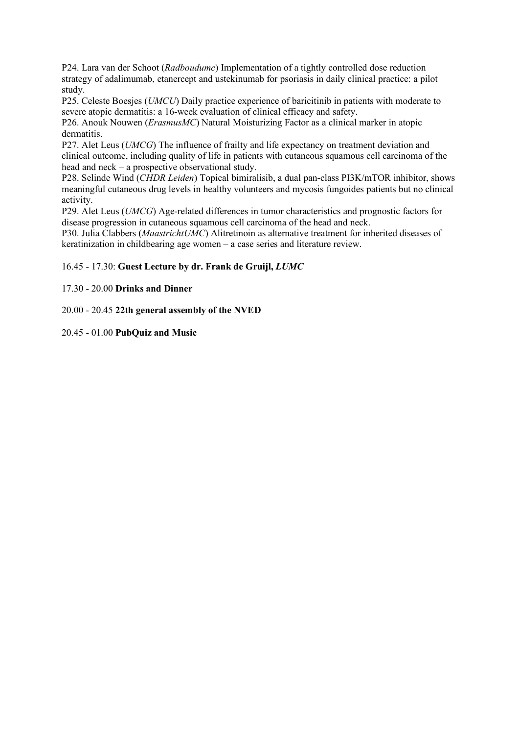P24. Lara van der Schoot (*Radboudumc*) Implementation of a tightly controlled dose reduction strategy of adalimumab, etanercept and ustekinumab for psoriasis in daily clinical practice: a pilot study.

P25. Celeste Boesjes (*UMCU*) Daily practice experience of baricitinib in patients with moderate to severe atopic dermatitis: a 16-week evaluation of clinical efficacy and safety.

P26. Anouk Nouwen (*ErasmusMC*) Natural Moisturizing Factor as a clinical marker in atopic dermatitis.

P27. Alet Leus (*UMCG*) The influence of frailty and life expectancy on treatment deviation and clinical outcome, including quality of life in patients with cutaneous squamous cell carcinoma of the head and neck – a prospective observational study.

P28. Selinde Wind (*CHDR Leiden*) Topical bimiralisib, a dual pan-class PI3K/mTOR inhibitor, shows meaningful cutaneous drug levels in healthy volunteers and mycosis fungoides patients but no clinical activity.

P29. Alet Leus (*UMCG*) Age-related differences in tumor characteristics and prognostic factors for disease progression in cutaneous squamous cell carcinoma of the head and neck.

P30. Julia Clabbers (*MaastrichtUMC*) Alitretinoin as alternative treatment for inherited diseases of keratinization in childbearing age women – a case series and literature review.

16.45 - 17.30: **Guest Lecture by dr. Frank de Gruijl, *LUMC***

17.30 - 20.00 **Drinks and Dinner**

20.00 - 20.45 **22th general assembly of the NVED**

20.45 - 01.00 **PubQuiz and Music**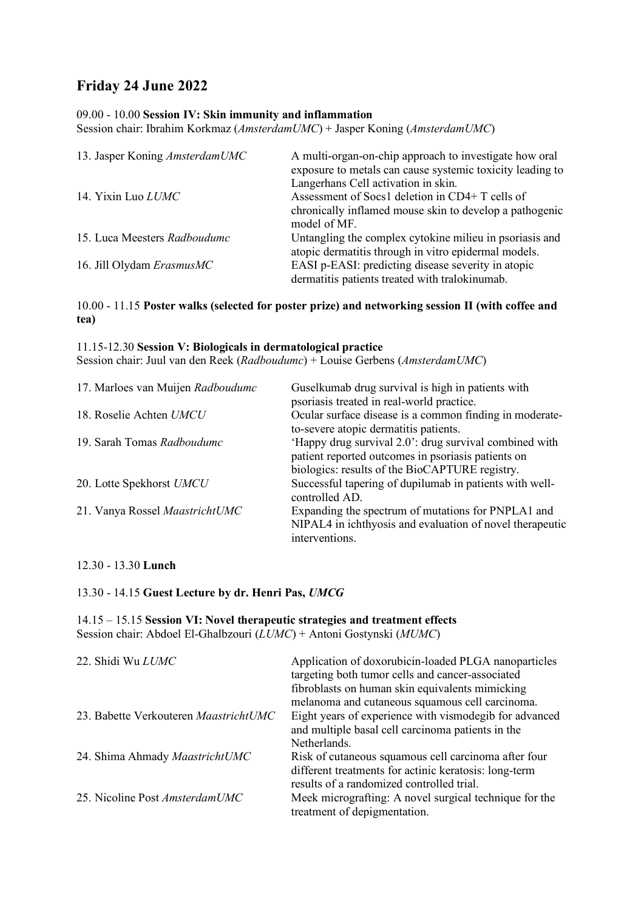## Friday 24 June 2022

09.00 - 10.00 **Session IV: Skin immunity and inflammation**
Session chair: Ibrahim Korkmaz (*AmsterdamUMC*) + Jasper Koning (*AmsterdamUMC*)

| | |
|---|---|
| 13. Jasper Koning *AmsterdamUMC* | A multi-organ-on-chip approach to investigate how oral exposure to metals can cause systemic toxicity leading to Langerhans Cell activation in skin. |
| 14. Yixin Luo *LUMC* | Assessment of Socs1 deletion in CD4+ T cells of chronically inflamed mouse skin to develop a pathogenic model of MF. |
| 15. Luca Meesters *Radboudumc* | Untangling the complex cytokine milieu in psoriasis and atopic dermatitis through in vitro epidermal models. |
| 16. Jill Olydam *ErasmusMC* | EASI p-EASI: predicting disease severity in atopic dermatitis patients treated with tralokinumab. |

10.00 - 11.15 **Poster walks (selected for poster prize) and networking session II (with coffee and tea)**

11.15-12.30 **Session V: Biologicals in dermatological practice**
Session chair: Juul van den Reek (*Radboudumc*) + Louise Gerbens (*AmsterdamUMC*)

| | |
|---|---|
| 17. Marloes van Muijen *Radboudumc* | Guselkumab drug survival is high in patients with psoriasis treated in real-world practice. |
| 18. Roselie Achten *UMCU* | Ocular surface disease is a common finding in moderate-to-severe atopic dermatitis patients. |
| 19. Sarah Tomas *Radboudumc* | 'Happy drug survival 2.0': drug survival combined with patient reported outcomes in psoriasis patients on biologics: results of the BioCAPTURE registry. |
| 20. Lotte Spekhorst *UMCU* | Successful tapering of dupilumab in patients with well-controlled AD. |
| 21. Vanya Rossel *MaastrichtUMC* | Expanding the spectrum of mutations for PNPLA1 and NIPAL4 in ichthyosis and evaluation of novel therapeutic interventions. |

12.30 - 13.30 **Lunch**

13.30 - 14.15 **Guest Lecture by dr. Henri Pas, *UMCG***

14.15 – 15.15 **Session VI: Novel therapeutic strategies and treatment effects**
Session chair: Abdoel El-Ghalbzouri (*LUMC*) + Antoni Gostynski (*MUMC*)

| | |
|---|---|
| 22. Shidi Wu *LUMC* | Application of doxorubicin-loaded PLGA nanoparticles targeting both tumor cells and cancer-associated fibroblasts on human skin equivalents mimicking melanoma and cutaneous squamous cell carcinoma. |
| 23. Babette Verkouteren *MaastrichtUMC* | Eight years of experience with vismodegib for advanced and multiple basal cell carcinoma patients in the Netherlands. |
| 24. Shima Ahmady *MaastrichtUMC* | Risk of cutaneous squamous cell carcinoma after four different treatments for actinic keratosis: long-term results of a randomized controlled trial. |
| 25. Nicoline Post *AmsterdamUMC* | Meek micrografting: A novel surgical technique for the treatment of depigmentation. |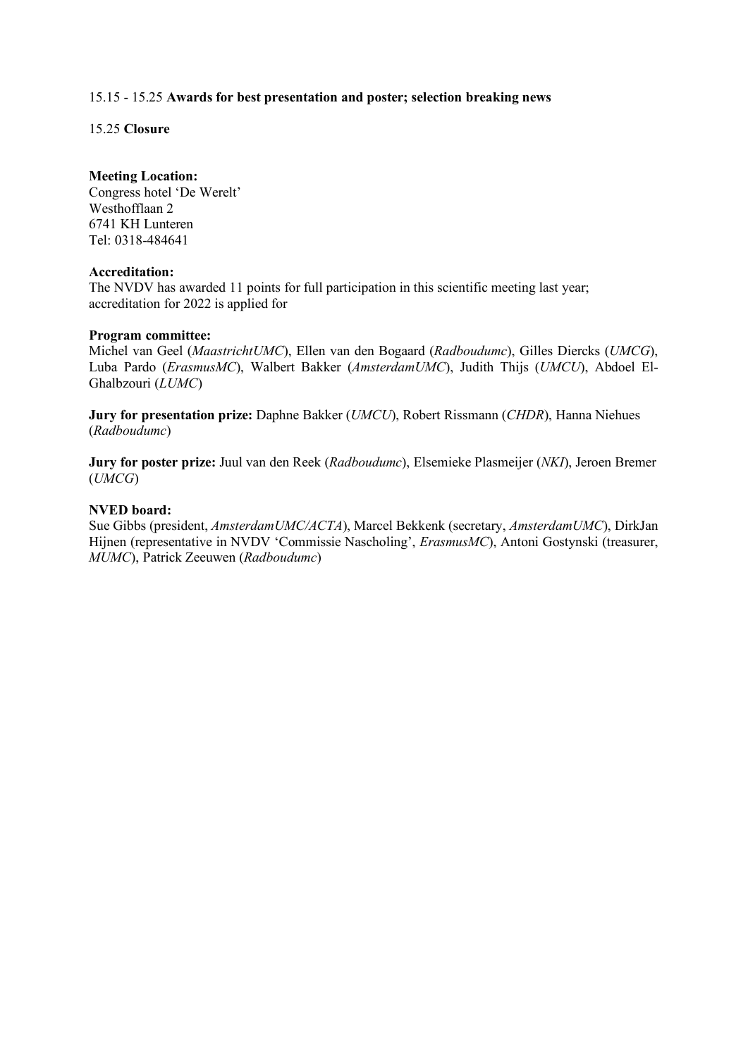15.15 - 15.25 **Awards for best presentation and poster; selection breaking news**

15.25 **Closure**

**Meeting Location:**
Congress hotel 'De Werelt'
Westhofflaan 2
6741 KH Lunteren
Tel: 0318-484641

**Accreditation:**
The NVDV has awarded 11 points for full participation in this scientific meeting last year; accreditation for 2022 is applied for

**Program committee:**
Michel van Geel (*MaastrichtUMC*), Ellen van den Bogaard (*Radboudumc*), Gilles Diercks (*UMCG*), Luba Pardo (*ErasmusMC*), Walbert Bakker (*AmsterdamUMC*), Judith Thijs (*UMCU*), Abdoel El-Ghalbzouri (*LUMC*)

**Jury for presentation prize:** Daphne Bakker (*UMCU*), Robert Rissmann (*CHDR*), Hanna Niehues (*Radboudumc*)

**Jury for poster prize:** Juul van den Reek (*Radboudumc*), Elsemieke Plasmeijer (*NKI*), Jeroen Bremer (*UMCG*)

**NVED board:**
Sue Gibbs (president, *AmsterdamUMC/ACTA*), Marcel Bekkenk (secretary, *AmsterdamUMC*), DirkJan Hijnen (representative in NVDV 'Commissie Nascholing', *ErasmusMC*), Antoni Gostynski (treasurer, *MUMC*), Patrick Zeeuwen (*Radboudumc*)